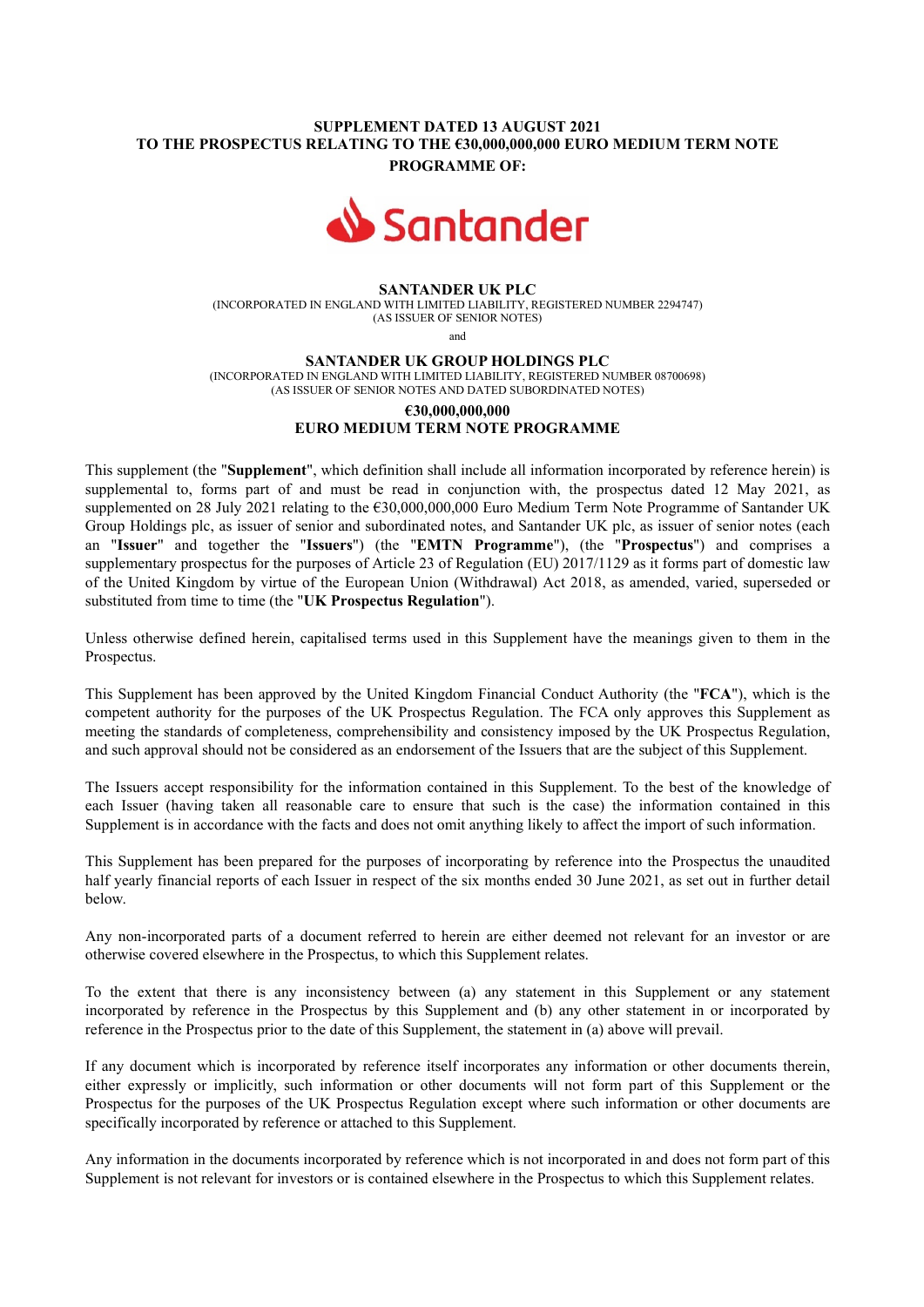**SUPPLEMENT DATED 13 AUGUST 2021**
**TO THE PROSPECTUS RELATING TO THE €30,000,000,000 EURO MEDIUM TERM NOTE PROGRAMME OF:**

Santander

**SANTANDER UK PLC**
(INCORPORATED IN ENGLAND WITH LIMITED LIABILITY, REGISTERED NUMBER 2294747)
(AS ISSUER OF SENIOR NOTES)

and

**SANTANDER UK GROUP HOLDINGS PLC**
(INCORPORATED IN ENGLAND WITH LIMITED LIABILITY, REGISTERED NUMBER 08700698)
(AS ISSUER OF SENIOR NOTES AND DATED SUBORDINATED NOTES)

**€30,000,000,000**
**EURO MEDIUM TERM NOTE PROGRAMME**

This supplement (the "**Supplement**", which definition shall include all information incorporated by reference herein) is supplemental to, forms part of and must be read in conjunction with, the prospectus dated 12 May 2021, as supplemented on 28 July 2021 relating to the €30,000,000,000 Euro Medium Term Note Programme of Santander UK Group Holdings plc, as issuer of senior and subordinated notes, and Santander UK plc, as issuer of senior notes (each an "**Issuer**" and together the "**Issuers**") (the "**EMTN Programme**"), (the "**Prospectus**") and comprises a supplementary prospectus for the purposes of Article 23 of Regulation (EU) 2017/1129 as it forms part of domestic law of the United Kingdom by virtue of the European Union (Withdrawal) Act 2018, as amended, varied, superseded or substituted from time to time (the "**UK Prospectus Regulation**").

Unless otherwise defined herein, capitalised terms used in this Supplement have the meanings given to them in the Prospectus.

This Supplement has been approved by the United Kingdom Financial Conduct Authority (the "**FCA**"), which is the competent authority for the purposes of the UK Prospectus Regulation. The FCA only approves this Supplement as meeting the standards of completeness, comprehensibility and consistency imposed by the UK Prospectus Regulation, and such approval should not be considered as an endorsement of the Issuers that are the subject of this Supplement.

The Issuers accept responsibility for the information contained in this Supplement. To the best of the knowledge of each Issuer (having taken all reasonable care to ensure that such is the case) the information contained in this Supplement is in accordance with the facts and does not omit anything likely to affect the import of such information.

This Supplement has been prepared for the purposes of incorporating by reference into the Prospectus the unaudited half yearly financial reports of each Issuer in respect of the six months ended 30 June 2021, as set out in further detail below.

Any non-incorporated parts of a document referred to herein are either deemed not relevant for an investor or are otherwise covered elsewhere in the Prospectus, to which this Supplement relates.

To the extent that there is any inconsistency between (a) any statement in this Supplement or any statement incorporated by reference in the Prospectus by this Supplement and (b) any other statement in or incorporated by reference in the Prospectus prior to the date of this Supplement, the statement in (a) above will prevail.

If any document which is incorporated by reference itself incorporates any information or other documents therein, either expressly or implicitly, such information or other documents will not form part of this Supplement or the Prospectus for the purposes of the UK Prospectus Regulation except where such information or other documents are specifically incorporated by reference or attached to this Supplement.

Any information in the documents incorporated by reference which is not incorporated in and does not form part of this Supplement is not relevant for investors or is contained elsewhere in the Prospectus to which this Supplement relates.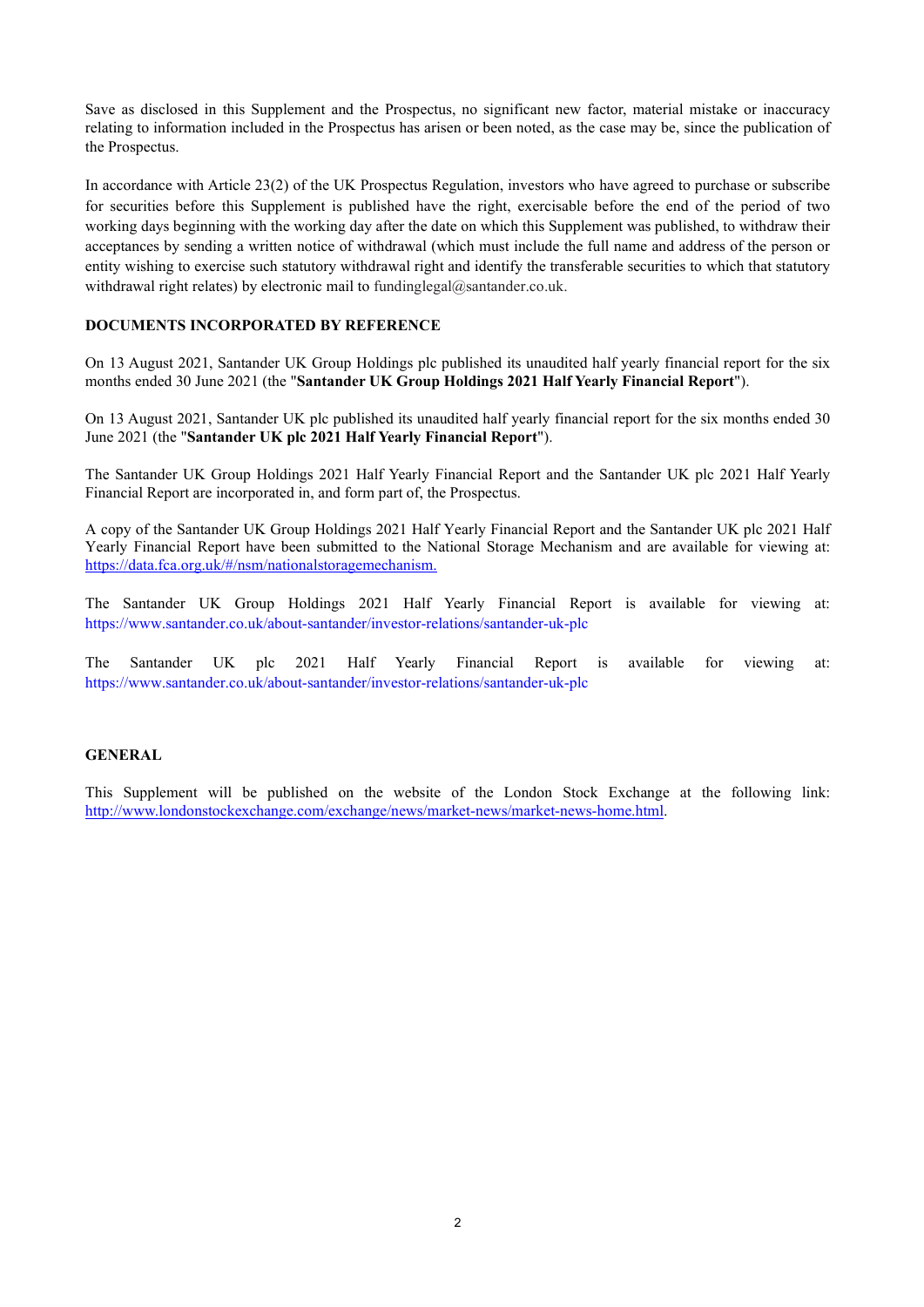Save as disclosed in this Supplement and the Prospectus, no significant new factor, material mistake or inaccuracy relating to information included in the Prospectus has arisen or been noted, as the case may be, since the publication of the Prospectus.

In accordance with Article 23(2) of the UK Prospectus Regulation, investors who have agreed to purchase or subscribe for securities before this Supplement is published have the right, exercisable before the end of the period of two working days beginning with the working day after the date on which this Supplement was published, to withdraw their acceptances by sending a written notice of withdrawal (which must include the full name and address of the person or entity wishing to exercise such statutory withdrawal right and identify the transferable securities to which that statutory withdrawal right relates) by electronic mail to fundinglegal@santander.co.uk.

## DOCUMENTS INCORPORATED BY REFERENCE

On 13 August 2021, Santander UK Group Holdings plc published its unaudited half yearly financial report for the six months ended 30 June 2021 (the "**Santander UK Group Holdings 2021 Half Yearly Financial Report**").

On 13 August 2021, Santander UK plc published its unaudited half yearly financial report for the six months ended 30 June 2021 (the "**Santander UK plc 2021 Half Yearly Financial Report**").

The Santander UK Group Holdings 2021 Half Yearly Financial Report and the Santander UK plc 2021 Half Yearly Financial Report are incorporated in, and form part of, the Prospectus.

A copy of the Santander UK Group Holdings 2021 Half Yearly Financial Report and the Santander UK plc 2021 Half Yearly Financial Report have been submitted to the National Storage Mechanism and are available for viewing at: https://data.fca.org.uk/#/nsm/nationalstoragemechanism.

The Santander UK Group Holdings 2021 Half Yearly Financial Report is available for viewing at: https://www.santander.co.uk/about-santander/investor-relations/santander-uk-plc

The Santander UK plc 2021 Half Yearly Financial Report is available for viewing at: https://www.santander.co.uk/about-santander/investor-relations/santander-uk-plc

## GENERAL

This Supplement will be published on the website of the London Stock Exchange at the following link: http://www.londonstockexchange.com/exchange/news/market-news/market-news-home.html.